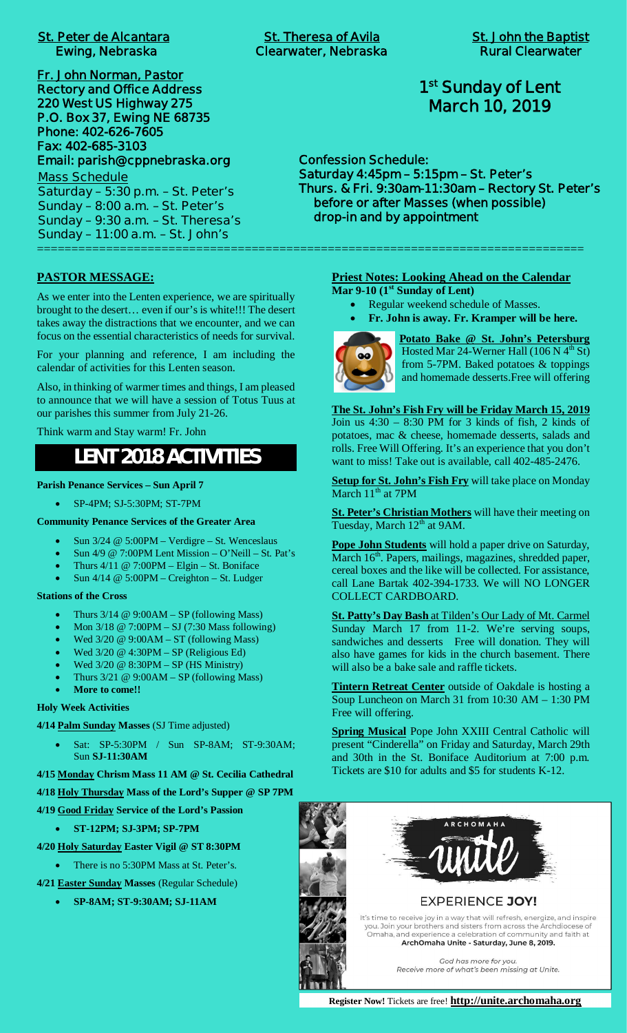**St. Peter de Alcantara**
**Ewing, Nebraska**

**St. Theresa of Avila**
**Clearwater, Nebraska**

**St. John the Baptist**
**Rural Clearwater**

**Fr. John Norman, Pastor**
**Rectory and Office Address**
**220 West US Highway 275**
**P.O. Box 37, Ewing NE 68735**
**Phone: 402-626-7605**
**Fax: 402-685-3103**
**Email: parish@cppnebraska.org**

Mass Schedule
Saturday – 5:30 p.m. – St. Peter's
Sunday – 8:00 a.m. – St. Peter's
Sunday – 9:30 a.m. – St. Theresa's
Sunday – 11:00 a.m. – St. John's

# 1st Sunday of Lent
# March 10, 2019

**Confession Schedule:**
**Saturday 4:45pm – 5:15pm – St. Peter's**
**Thurs. & Fri. 9:30am-11:30am – Rectory St. Peter's**
**before or after Masses (when possible)**
**drop-in and by appointment**

## PASTOR MESSAGE:

As we enter into the Lenten experience, we are spiritually brought to the desert… even if our's is white!!! The desert takes away the distractions that we encounter, and we can focus on the essential characteristics of needs for survival.

For your planning and reference, I am including the calendar of activities for this Lenten season.

Also, in thinking of warmer times and things, I am pleased to announce that we will have a session of Totus Tuus at our parishes this summer from July 21-26.

Think warm and Stay warm! Fr. John

## LENT 2018 ACTIVITIES

**Parish Penance Services – Sun April 7**

- SP-4PM; SJ-5:30PM; ST-7PM

**Community Penance Services of the Greater Area**

- Sun 3/24 @ 5:00PM – Verdigre – St. Wenceslaus
- Sun 4/9 @ 7:00PM Lent Mission – O'Neill – St. Pat's
- Thurs 4/11 @ 7:00PM – Elgin – St. Boniface
- Sun 4/14 @ 5:00PM – Creighton – St. Ludger

**Stations of the Cross**

- Thurs 3/14 @ 9:00AM – SP (following Mass)
- Mon 3/18 @ 7:00PM – SJ (7:30 Mass following)
- Wed 3/20 @ 9:00AM – ST (following Mass)
- Wed 3/20 @ 4:30PM – SP (Religious Ed)
- Wed 3/20 @ 8:30PM – SP (HS Ministry)
- Thurs 3/21 @ 9:00AM – SP (following Mass)
- **More to come!!**

**Holy Week Activities**

**4/14 Palm Sunday Masses** (SJ Time adjusted)

- Sat: SP-5:30PM / Sun SP-8AM; ST-9:30AM; Sun **SJ-11:30AM**

**4/15 Monday Chrism Mass 11 AM @ St. Cecilia Cathedral**

**4/18 Holy Thursday Mass of the Lord's Supper @ SP 7PM**

**4/19 Good Friday Service of the Lord's Passion**

- **ST-12PM; SJ-3PM; SP-7PM**

**4/20 Holy Saturday Easter Vigil @ ST 8:30PM**

- There is no 5:30PM Mass at St. Peter's.

**4/21 Easter Sunday Masses** (Regular Schedule)

- **SP-8AM; ST-9:30AM; SJ-11AM**

## Priest Notes: Looking Ahead on the Calendar

**Mar 9-10 (1st Sunday of Lent)**

- Regular weekend schedule of Masses.
- **Fr. John is away. Fr. Kramper will be here.**

**Potato Bake @ St. John's Petersburg** Hosted Mar 24-Werner Hall (106 N 4th St) from 5-7PM. Baked potatoes & toppings and homemade desserts.Free will offering

**The St. John's Fish Fry will be Friday March 15, 2019** Join us 4:30 – 8:30 PM for 3 kinds of fish, 2 kinds of potatoes, mac & cheese, homemade desserts, salads and rolls. Free Will Offering. It's an experience that you don't want to miss! Take out is available, call 402-485-2476.

**Setup for St. John's Fish Fry** will take place on Monday March 11th at 7PM

**St. Peter's Christian Mothers** will have their meeting on Tuesday, March 12th at 9AM.

**Pope John Students** will hold a paper drive on Saturday, March 16th. Papers, mailings, magazines, shredded paper, cereal boxes and the like will be collected. For assistance, call Lane Bartak 402-394-1733. We will NO LONGER COLLECT CARDBOARD.

**St. Patty's Day Bash** at Tilden's Our Lady of Mt. Carmel Sunday March 17 from 11-2. We're serving soups, sandwiches and desserts Free will donation. They will also have games for kids in the church basement. There will also be a bake sale and raffle tickets.

**Tintern Retreat Center** outside of Oakdale is hosting a Soup Luncheon on March 31 from 10:30 AM – 1:30 PM Free will offering.

**Spring Musical** Pope John XXIII Central Catholic will present "Cinderella" on Friday and Saturday, March 29th and 30th in the St. Boniface Auditorium at 7:00 p.m. Tickets are $10 for adults and $5 for students K-12.

ARCHOMAHA unite

EXPERIENCE **JOY!**

It's time to receive joy in a way that will refresh, energize, and inspire you. Join your brothers and sisters from across the Archdiocese of Omaha, and experience a celebration of community and faith at **ArchOmaha Unite - Saturday, June 8, 2019.**

*God has more for you.*
*Receive more of what's been missing at Unite.*

**Register Now!** Tickets are free! **http://unite.archomaha.org**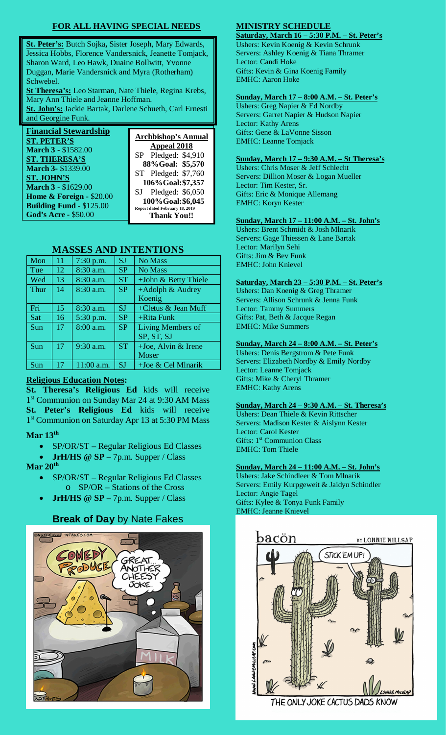## FOR ALL HAVING SPECIAL NEEDS

**St. Peter's:** Butch Sojka**,** Sister Joseph, Mary Edwards, Jessica Hobbs, Florence Vandersnick, Jeanette Tomjack, Sharon Ward, Leo Hawk, Duaine Bollwitt, Yvonne Duggan, Marie Vandersnick and Myra (Rotherham) Schwebel.

**St Theresa's:** Leo Starman, Nate Thiele, Regina Krebs, Mary Ann Thiele and Jeanne Hoffman.

**St. John's:** Jackie Bartak, Darlene Schueth, Carl Ernesti and Georgine Funk.

**Financial Stewardship**

**ST. PETER'S**
**March 3** - $1582.00

**ST. THERESA'S**
**March 3-** $1339.00

**ST. JOHN'S**
**March 3 -** $1629.00
**Home & Foreign** - $20.00
**Building Fund** - $125.00
**God's Acre** - $50.00

**Archbishop's Annual Appeal 2018**

SP Pledged: $4,910
**88%Goal: $5,570**
ST Pledged: $7,760
**106%Goal:$7,357**
SJ Pledged: $6,050
**100%Goal:$6,045**
**Report dated February 18, 2019**
**Thank You!!**

## MASSES AND INTENTIONS

| | | | | |
|---|---|---|---|---|
| Mon | 11 | 7:30 p.m. | SJ | No Mass |
| Tue | 12 | 8:30 a.m. | SP | No Mass |
| Wed | 13 | 8:30 a.m. | ST | +John & Betty Thiele |
| Thur | 14 | 8:30 a.m. | SP | +Adolph & Audrey Koenig |
| Fri | 15 | 8:30 a.m. | SJ | +Cletus & Jean Muff |
| Sat | 16 | 5:30 p.m. | SP | +Rita Funk |
| Sun | 17 | 8:00 a.m. | SP | Living Members of SP, ST, SJ |
| Sun | 17 | 9:30 a.m. | ST | +Joe, Alvin & Irene Moser |
| Sun | 17 | 11:00 a.m. | SJ | +Joe & Cel Mlnarik |

### Religious Education Notes:

**St. Theresa's Religious Ed** kids will receive 1st Communion on Sunday Mar 24 at 9:30 AM Mass
**St. Peter's Religious Ed** kids will receive 1st Communion on Saturday Apr 13 at 5:30 PM Mass

**Mar 13th**

- SP/OR/ST – Regular Religious Ed Classes
- **JrH/HS @ SP** – 7p.m. Supper / Class

**Mar 20th**

- SP/OR/ST – Regular Religious Ed Classes
  - SP/OR – Stations of the Cross
- **JrH/HS @ SP** – 7p.m. Supper / Class

### Break of Day by Nate Fakes

COMEDY PRODUCE

GREAT... ANOTHER CHEESY JOKE.

MILK

## MINISTRY SCHEDULE

**Saturday, March 16 – 5:30 P.M. – St. Peter's**
Ushers: Kevin Koenig & Kevin Schrunk
Servers: Ashley Koenig & Tiana Thramer
Lector: Candi Hoke
Gifts: Kevin & Gina Koenig Family
EMHC: Aaron Hoke

**Sunday, March 17 – 8:00 A.M. – St. Peter's**
Ushers: Greg Napier & Ed Nordby
Servers: Garret Napier & Hudson Napier
Lector: Kathy Arens
Gifts: Gene & LaVonne Sisson
EMHC: Leanne Tomjack

**Sunday, March 17 – 9:30 A.M. – St Theresa's**
Ushers: Chris Moser & Jeff Schlecht
Servers: Dillion Moser & Logan Mueller
Lector: Tim Kester, Sr.
Gifts: Eric & Monique Allemang
EMHC: Koryn Kester

**Sunday, March 17 – 11:00 A.M. – St. John's**
Ushers: Brent Schmidt & Josh Mlnarik
Servers: Gage Thiessen & Lane Bartak
Lector: Marilyn Sehi
Gifts: Jim & Bev Funk
EMHC: John Knievel

**Saturday, March 23 – 5:30 P.M. – St. Peter's**
Ushers: Dan Koenig & Greg Thramer
Servers: Allison Schrunk & Jenna Funk
Lector: Tammy Summers
Gifts: Pat, Beth & Jacque Regan
EMHC: Mike Summers

**Sunday, March 24 – 8:00 A.M. – St. Peter's**
Ushers: Denis Bergstrom & Pete Funk
Servers: Elizabeth Nordby & Emily Nordby
Lector: Leanne Tomjack
Gifts: Mike & Cheryl Thramer
EMHC: Kathy Arens

**Sunday, March 24 – 9:30 A.M. – St. Theresa's**
Ushers: Dean Thiele & Kevin Rittscher
Servers: Madison Kester & Aislynn Kester
Lector: Carol Kester
Gifts: 1st Communion Class
EMHC: Tom Thiele

**Sunday, March 24 – 11:00 A.M. – St. John's**
Ushers: Jake Schindleer & Tom Mlnarik
Servers: Emily Kurpgeweit & Jaidyn Schindler
Lector: Angie Tagel
Gifts: Kylee & Tonya Funk Family
EMHC: Jeanne Knievel

bacön BY LONNIE MILLSAP

STICK 'EM UP!

THE ONLY JOKE CACTUS DADS KNOW